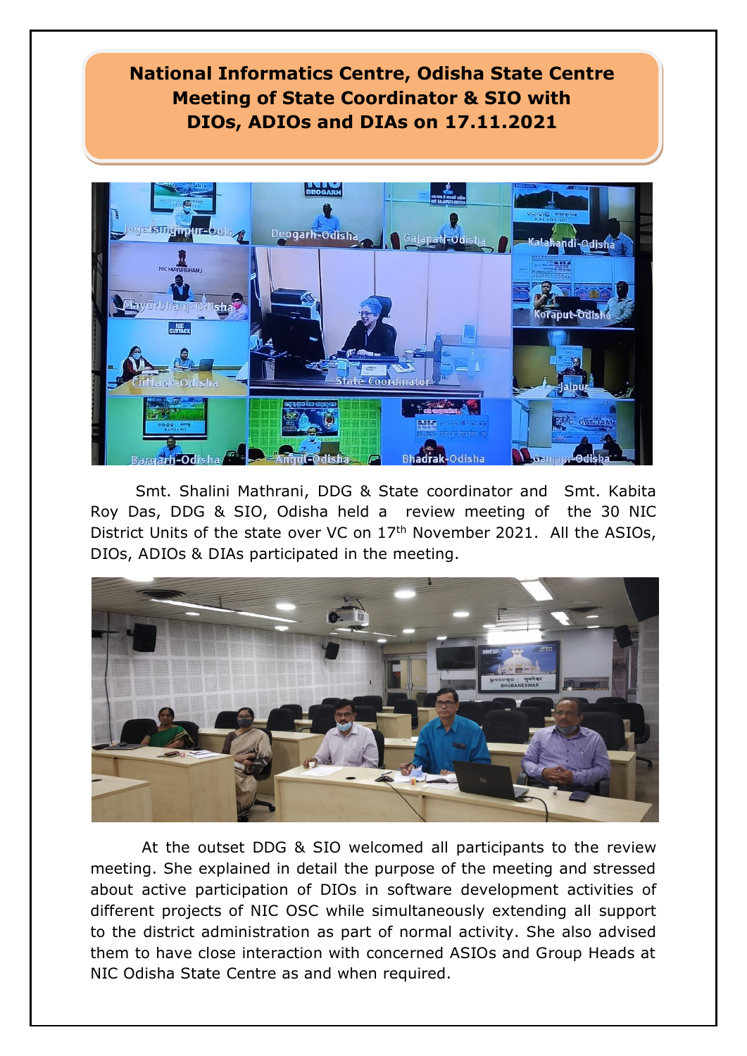# National Informatics Centre, Odisha State Centre
## Meeting of State Coordinator & SIO with DIOs, ADIOs and DIAs on 17.11.2021

Smt. Shalini Mathrani, DDG & State coordinator and Smt. Kabita Roy Das, DDG & SIO, Odisha held a review meeting of the 30 NIC District Units of the state over VC on 17th November 2021. All the ASIOs, DIOs, ADIOs & DIAs participated in the meeting.

At the outset DDG & SIO welcomed all participants to the review meeting. She explained in detail the purpose of the meeting and stressed about active participation of DIOs in software development activities of different projects of NIC OSC while simultaneously extending all support to the district administration as part of normal activity. She also advised them to have close interaction with concerned ASIOs and Group Heads at NIC Odisha State Centre as and when required.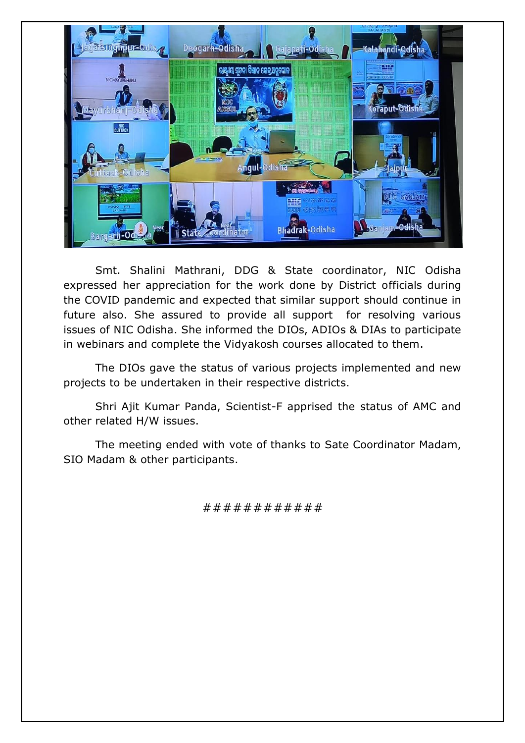Smt. Shalini Mathrani, DDG & State coordinator, NIC Odisha expressed her appreciation for the work done by District officials during the COVID pandemic and expected that similar support should continue in future also. She assured to provide all support for resolving various issues of NIC Odisha. She informed the DIOs, ADIOs & DIAs to participate in webinars and complete the Vidyakosh courses allocated to them.

The DIOs gave the status of various projects implemented and new projects to be undertaken in their respective districts.

Shri Ajit Kumar Panda, Scientist-F apprised the status of AMC and other related H/W issues.

The meeting ended with vote of thanks to Sate Coordinator Madam, SIO Madam & other participants.

############